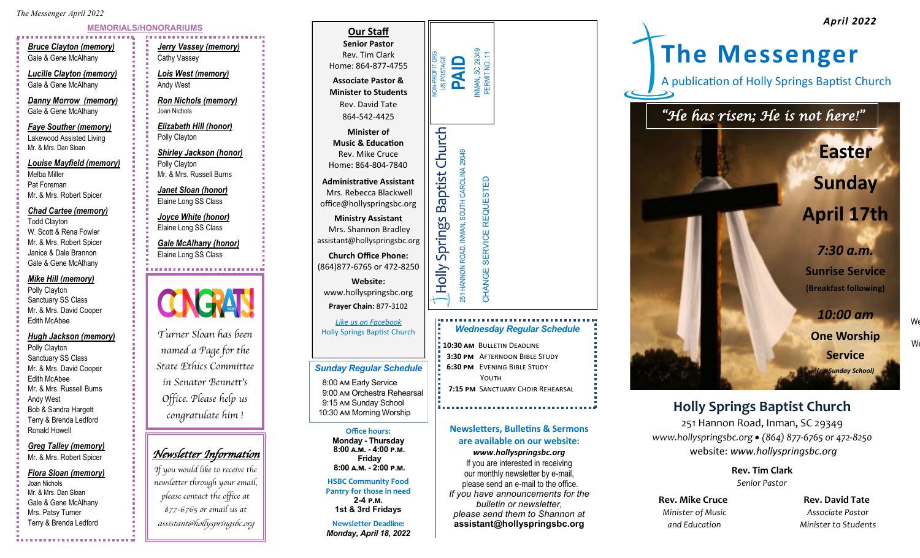## MEMORIALS/HONORARIUMS

***Bruce Clayton (memory)***
Gale & Gene McAlhany

***Lucille Clayton (memory)***
Gale & Gene McAlhany

***Danny Morrow (memory)***
Gale & Gene McAlhany

***Faye Souther (memory)***
Lakewood Assisted Living
Mr. & Mrs. Dan Sloan

***Louise Mayfield (memory)***
Melba Miller
Pat Foreman
Mr. & Mrs. Robert Spicer

***Chad Cartee (memory)***
Todd Clayton
W. Scott & Rena Fowler
Mr. & Mrs. Robert Spicer
Janice & Dale Brannon
Gale & Gene McAlhany

***Mike Hill (memory)***
Polly Clayton
Sanctuary SS Class
Mr. & Mrs. David Cooper
Edith McAbee

***Hugh Jackson (memory)***
Polly Clayton
Sanctuary SS Class
Mr. & Mrs. David Cooper
Edith McAbee
Mr. & Mrs. Russell Burns
Andy West
Bob & Sandra Hargett
Terry & Brenda Ledford
Ronald Howell

***Greg Talley (memory)***
Mr. & Mrs. Robert Spicer

***Flora Sloan (memory)***
Joan Nichols
Mr. & Mrs. Dan Sloan
Gale & Gene McAlhany
Mrs. Patsy Turner
Terry & Brenda Ledford

***Jerry Vassey (memory)***
Cathy Vassey

***Lois West (memory)***
Andy West

***Ron Nichols (memory)***
Joan Nichols

***Elizabeth Hill (honor)***
Polly Clayton

***Shirley Jackson (honor)***
Polly Clayton
Mr. & Mrs. Russell Burns

***Janet Sloan (honor)***
Elaine Long SS Class

***Joyce White (honor)***
Elaine Long SS Class

***Gale McAlhany (honor)***
Elaine Long SS Class

**CONGRATS!**

*Turner Sloan has been named a Page for the State Ethics Committee in Senator Bennett's Office. Please help us congratulate him !*

***Newsletter Information***

*If you would like to receive the newsletter through your email, please contact the office at 877-6765 or email us at assistant@hollyspringsbc.org*

## Our Staff

**Senior Pastor**
Rev. Tim Clark
Home: 864-877-4755

**Associate Pastor & Minister to Students**
Rev. David Tate
864-542-4425

**Minister of Music & Education**
Rev. Mike Cruce
Home: 864-804-7840

**Administrative Assistant**
Mrs. Rebecca Blackwell
office@hollyspringsbc.org

**Ministry Assistant**
Mrs. Shannon Bradley
assistant@hollyspringsbc.org

**Church Office Phone:**
(864)877-6765 or 472-8250

**Website:**
www.hollyspringsbc.org

**Prayer Chain:** 877-3102

*Like us on Facebook*
Holly Springs Baptist Church

### *Sunday Regular Schedule*

8:00 AM Early Service
9:00 AM Orchestra Rehearsal
9:15 AM Sunday School
10:30 AM Morning Worship

**Office hours:**
**Monday - Thursday**
**8:00 A.M. - 4:00 P.M.**
**Friday**
**8:00 A.M. - 2:00 P.M.**

**HSBC Community Food Pantry for those in need**
**2-4 P.M.**
**1st & 3rd Fridays**

**Newsletter Deadline:**
***Monday, April 18, 2022***

NON-PROFIT ORG.
US POSTAGE
**PAID**
INMAN, SC 29349
PERMIT NO. 11

Holly Springs Baptist Church
251 HANNON ROAD, INMAN, SOUTH CAROLINA 29349

CHANGE SERVICE REQUESTED

### *Wednesday Regular Schedule*

**10:30 AM** Bulletin Deadline
**3:30 PM** Afternoon Bible Study
**6:30 PM** Evening Bible Study
Youth
**7:15 PM** Sanctuary Choir Rehearsal

**Newsletters, Bulletins & Sermons are available on our website:**
***www.hollyspringsbc.org***
If you are interested in receiving our monthly newsletter by e-mail, please send an e-mail to the office.
*If you have announcements for the bulletin or newsletter, please send them to Shannon at*
**assistant@hollyspringsbc.org**

***April 2022***

# The Messenger

A publication of Holly Springs Baptist Church

*"He has risen; He is not here!"*

**Easter Sunday April 17th**

***7:30 a.m.***
**Sunrise Service**
**(Breakfast following)**

***10:00 am***
**One Worship Service**
***(no Sunday School)***

## Holly Springs Baptist Church

251 Hannon Road, Inman, SC 29349
*www.hollyspringsbc.org • (864) 877-6765 or 472-8250*
website: *www.hollyspringsbc.org*

**Rev. Tim Clark**
*Senior Pastor*

**Rev. Mike Cruce**
*Minister of Music and Education*

**Rev. David Tate**
*Associate Pastor*
*Minister to Students*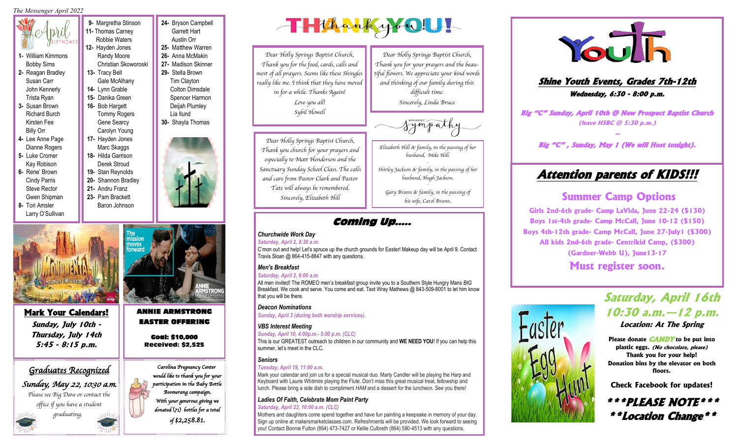## April Birthdays

1- William Kimmons
Bobby Sims
2- Reagan Bradley
Susan Carr
John Kennerly
Trista Ryan
3- Susan Brown
Richard Burch
Kirsten Fee
Billy Orr
4- Lee Anne Page
Dianne Rogers
5- Luke Cromer
Kay Robison
6- Rene' Brown
Cindy Parris
Steve Rector
Gwen Shipman
8- Tori Amsler
Larry O'Sullivan
9- Margretha Stinson
11- Thomas Carney
Robbie Waters
12- Hayden Jones
Randy Moore
Christian Skoworoski
13- Tracy Bell
Gale McAlhany
14- Lynn Grable
15- Danika Green
16- Bob Hargett
Tommy Rogers
Gene Searcy
Carolyn Young
17- Hayden Jones
Marc Skaggs
18- Hilda Garrison
Derek Stroud
19- Stan Reynolds
20- Shannon Bradley
21- Andru Franz
23- Pam Brackett
Baron Johnson
24- Bryson Campbell
Garrett Hart
Austin Orr
25- Matthew Warren
26- Anna McMakin
27- Madison Skinner
29- Stella Brown
Tim Clayton
Colton Dimsdale
Spencer Harmon
Deijah Plumley
Lia Ilund
30- Shayla Thomas

## Mark Your Calendars!

**Sunday, July 10th - Thursday, July 14th**
**5:45 - 8:15 p.m.**

## ANNIE ARMSTRONG EASTER OFFERING

**Goal: $10,000**
**Received: $2,525**

## Graduates Recognized

*Sunday, May 22, 10:30 a.m.*

*Please see Big Dave or contact the office if you have a student graduating.*

*Carolina Pregnancy Center would like to thank you for your participation in the Baby Bottle Boomerang campaign. With your generous giving we donated (71) bottles for a total of $2,258.81.*

# THANK YOU!

*Dear Holly Springs Baptist Church,*
*Thank you for the food, cards, calls and most of all prayers. Seems like these Shingles really like me. I think that they have moved in for a while. Thanks Again!*
*Love you all!*
*Sybil Howell*

*Dear Holly Springs Baptist Church,*
*Thank you for your prayers and the beautiful flowers. We appreciate your kind words and thinking of our family during this difficult time.*
*Sincerely, Linda Bruce*

*Dear Holly Springs Baptist Church,*
*Thank you church for your prayers and especially to Matt Henderson and the Sanctuary Sunday School Class. The calls and care from Pastor Clark and Pastor Tate will always be remembered.*
*Sincerely, Elizabeth Hill*

## With Deepest Sympathy

*Elizabeth Hill & family, in the passing of her husband, Mike Hill.*

*Shirley Jackson & family, in the passing of her husband, Hugh Jackson.*

*Gary Brann & family, in the passing of his wife, Carol Brann.*

## Coming Up.....

### Churchwide Work Day
*Saturday, April 2, 8:30 a.m.*
C'mon out and help! Let's spruce up the church grounds for Easter! Makeup day will be April 9. Contact Travis Sloan @ 864-415-8847 with any questions.

### Men's Breakfast
*Saturday, April 2, 9:00 a.m.*
All men invited! The ROMEO men's breakfast group invite you to a Southern Style Hungry Mans *BIG* Breakfast. We cook and serve. You come and eat. Text Wray Mathews @ 843-509-8001 to let him know that you will be there.

### Deacon Nominations
*Sunday, April 3 (during both worship services).*

### VBS Interest Meeting
*Sunday, April 10, 4:00p.m.- 5:00 p.m. (CLC)*
This is our GREATEST outreach to children in our community and **WE NEED YOU**! If you can help this summer, let's meet in the CLC.

### Seniors
*Tuesday, April 19, 11:00 a.m.*
Mark your calendar and join us for a special musical duo. Marty Candler will be playing the Harp and Keyboard with Laurie Whitmire playing the Flute. Don't miss this great musical treat, fellowship and lunch. Please bring a side dish to compliment *HAM* and a dessert for the luncheon. See you there!

### Ladies Of Faith, Celebrate Mom Paint Party
*Saturday, April 23, 10:00 a.m. (CLC)*
Mothers and daughters come spend together and have fun painting a keepsake in memory of your loved one. Sign up online at makersmarketclasses.com. Refreshments will be provided. We look forward to seeing you! Contact Bonnie Fulton (864) 473-7427 or Kellie Culbreth (864) 590-4513 with any questions.

# Youth

## Shine Youth Events, Grades 7th-12th
***Wednesday, 6:30 - 8:00 p.m.***

*Big "C" Sunday, April 10th @ New Prospect Baptist Church (leave HSBC @ 5:30 p.m.)*

~

*Big "C" , Sunday, May 1 (We will Host tonight).*

## Attention parents of KIDS!!!

### Summer Camp Options

**Girls 2nd-6th grade- Camp LaVida, June 22-24 ($130)**
**Boys 1st-4th grade- Camp McCall, June 10-12 ($150)**
**Boys 4th-12th grade- Camp McCall, June 27-July1 ($300)**
**All kids 2nd-6th grade- Centrikid Camp, ($300) (Gardner-Webb U), June13-17**

**Must register soon.**

## Easter Egg Hunt

***Saturday, April 16th***
***10:30 a.m.—12 p.m.***
***Location: At The Spring***

**Please donate *CANDY* to be put into plastic eggs. *(No chocolate, please)* Thank you for your help! Donation bins by the elevator on both floors.**

**Check Facebook for updates!**

***\*\*\*PLEASE NOTE\*\*\****
***\*\*Location Change\*\****